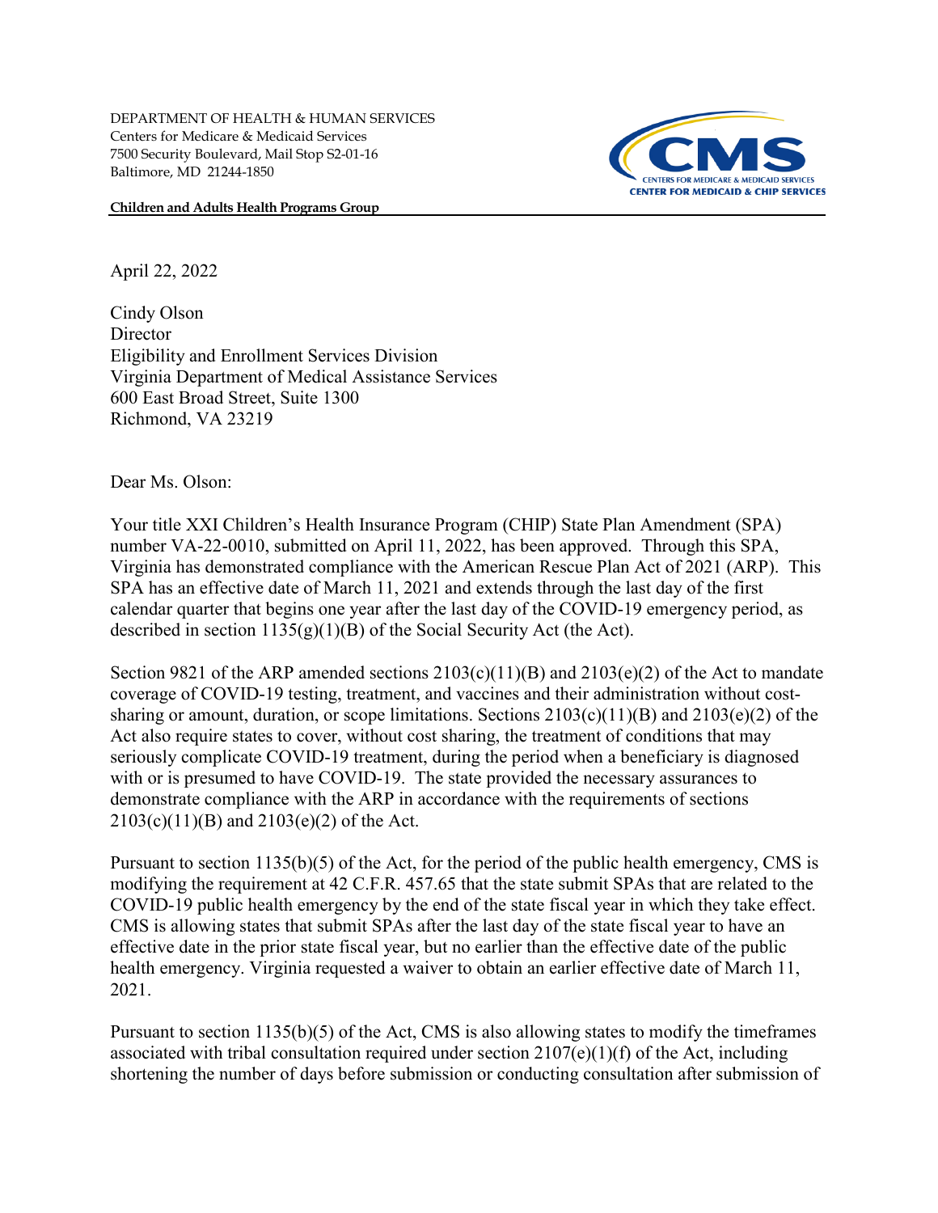DEPARTMENT OF HEALTH & HUMAN SERVICES
Centers for Medicare & Medicaid Services
7500 Security Boulevard, Mail Stop S2-01-16
Baltimore, MD 21244-1850

**Children and Adults Health Programs Group**

April 22, 2022

Cindy Olson
Director
Eligibility and Enrollment Services Division
Virginia Department of Medical Assistance Services
600 East Broad Street, Suite 1300
Richmond, VA 23219

Dear Ms. Olson:

Your title XXI Children's Health Insurance Program (CHIP) State Plan Amendment (SPA) number VA-22-0010, submitted on April 11, 2022, has been approved. Through this SPA, Virginia has demonstrated compliance with the American Rescue Plan Act of 2021 (ARP). This SPA has an effective date of March 11, 2021 and extends through the last day of the first calendar quarter that begins one year after the last day of the COVID-19 emergency period, as described in section 1135(g)(1)(B) of the Social Security Act (the Act).

Section 9821 of the ARP amended sections 2103(c)(11)(B) and 2103(e)(2) of the Act to mandate coverage of COVID-19 testing, treatment, and vaccines and their administration without cost-sharing or amount, duration, or scope limitations. Sections 2103(c)(11)(B) and 2103(e)(2) of the Act also require states to cover, without cost sharing, the treatment of conditions that may seriously complicate COVID-19 treatment, during the period when a beneficiary is diagnosed with or is presumed to have COVID-19. The state provided the necessary assurances to demonstrate compliance with the ARP in accordance with the requirements of sections 2103(c)(11)(B) and 2103(e)(2) of the Act.

Pursuant to section 1135(b)(5) of the Act, for the period of the public health emergency, CMS is modifying the requirement at 42 C.F.R. 457.65 that the state submit SPAs that are related to the COVID-19 public health emergency by the end of the state fiscal year in which they take effect. CMS is allowing states that submit SPAs after the last day of the state fiscal year to have an effective date in the prior state fiscal year, but no earlier than the effective date of the public health emergency. Virginia requested a waiver to obtain an earlier effective date of March 11, 2021.

Pursuant to section 1135(b)(5) of the Act, CMS is also allowing states to modify the timeframes associated with tribal consultation required under section 2107(e)(1)(f) of the Act, including shortening the number of days before submission or conducting consultation after submission of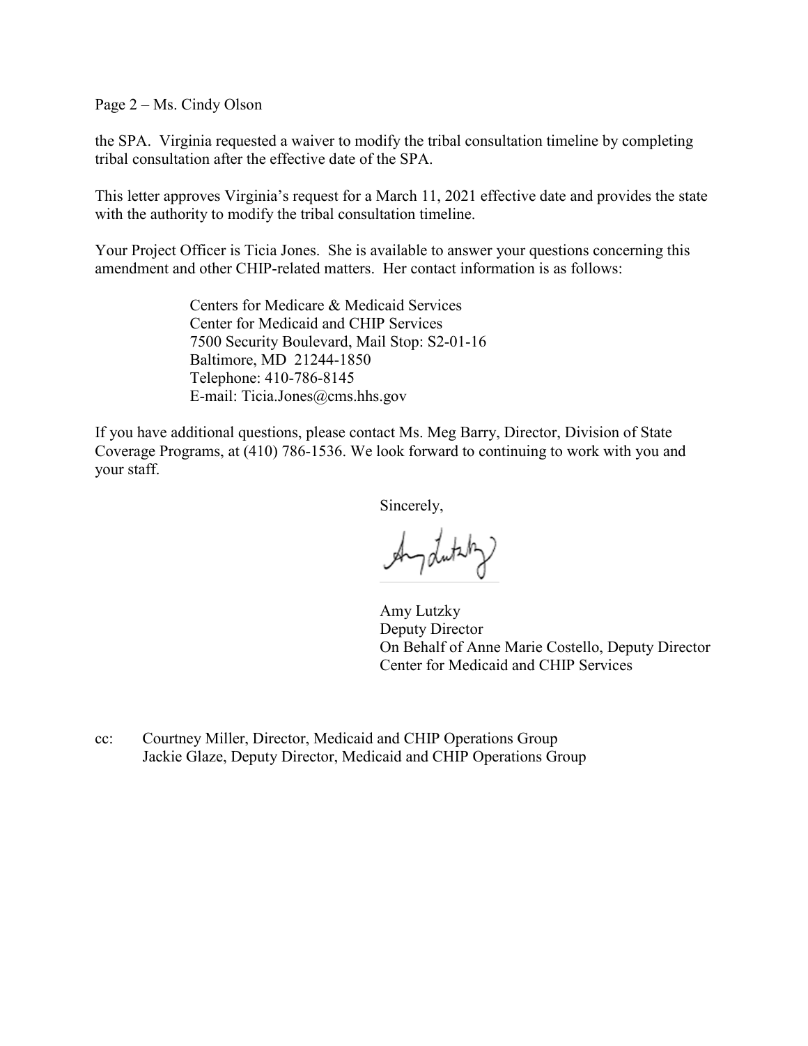Page 2 – Ms. Cindy Olson

the SPA. Virginia requested a waiver to modify the tribal consultation timeline by completing tribal consultation after the effective date of the SPA.

This letter approves Virginia's request for a March 11, 2021 effective date and provides the state with the authority to modify the tribal consultation timeline.

Your Project Officer is Ticia Jones. She is available to answer your questions concerning this amendment and other CHIP-related matters. Her contact information is as follows:

Centers for Medicare & Medicaid Services
Center for Medicaid and CHIP Services
7500 Security Boulevard, Mail Stop: S2-01-16
Baltimore, MD 21244-1850
Telephone: 410-786-8145
E-mail: Ticia.Jones@cms.hhs.gov

If you have additional questions, please contact Ms. Meg Barry, Director, Division of State Coverage Programs, at (410) 786-1536. We look forward to continuing to work with you and your staff.

Sincerely,

Amy Lutzky
Deputy Director
On Behalf of Anne Marie Costello, Deputy Director
Center for Medicaid and CHIP Services

cc: Courtney Miller, Director, Medicaid and CHIP Operations Group
Jackie Glaze, Deputy Director, Medicaid and CHIP Operations Group